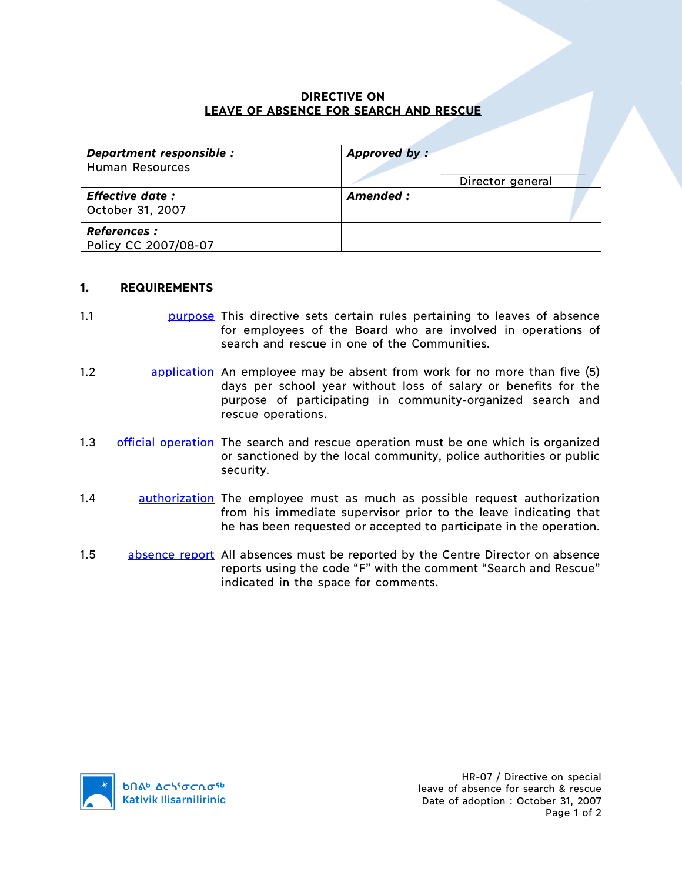# DIRECTIVE ON
# LEAVE OF ABSENCE FOR SEARCH AND RESCUE

| ***Department responsible :*** Human Resources | ***Approved by :*** ______________ Director general |
|---|---|
| ***Effective date :*** October 31, 2007 | ***Amended :*** |
| ***References :*** Policy CC 2007/08-07 | |

## 1. REQUIREMENTS

**1.1 purpose** This directive sets certain rules pertaining to leaves of absence for employees of the Board who are involved in operations of search and rescue in one of the Communities.

**1.2 application** An employee may be absent from work for no more than five (5) days per school year without loss of salary or benefits for the purpose of participating in community-organized search and rescue operations.

**1.3 official operation** The search and rescue operation must be one which is organized or sanctioned by the local community, police authorities or public security.

**1.4 authorization** The employee must as much as possible request authorization from his immediate supervisor prior to the leave indicating that he has been requested or accepted to participate in the operation.

**1.5 absence report** All absences must be reported by the Centre Director on absence reports using the code "F" with the comment "Search and Rescue" indicated in the space for comments.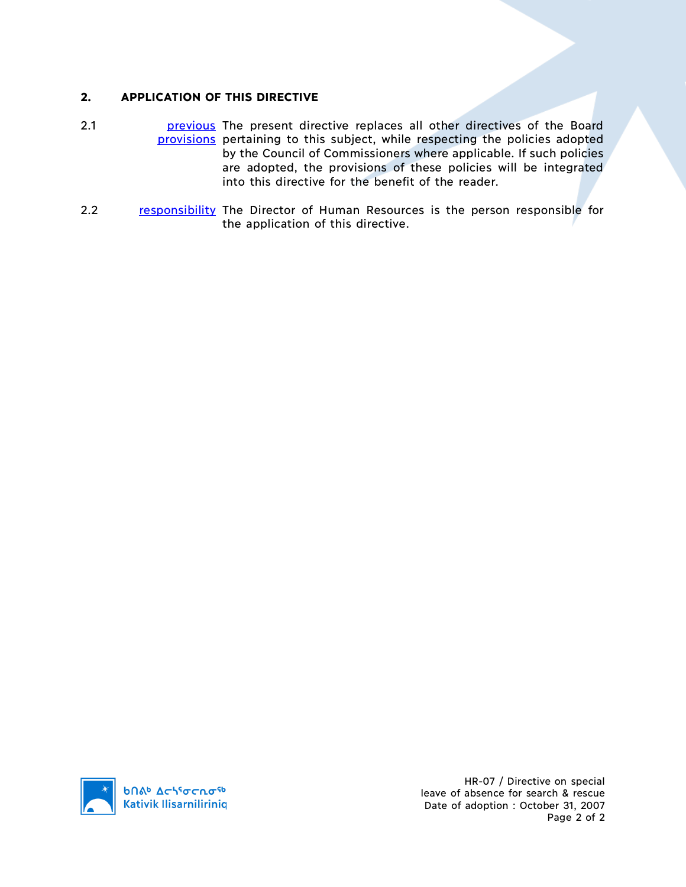## 2. APPLICATION OF THIS DIRECTIVE

2.1 previous provisions The present directive replaces all other directives of the Board pertaining to this subject, while respecting the policies adopted by the Council of Commissioners where applicable. If such policies are adopted, the provisions of these policies will be integrated into this directive for the benefit of the reader.

2.2 responsibility The Director of Human Resources is the person responsible for the application of this directive.